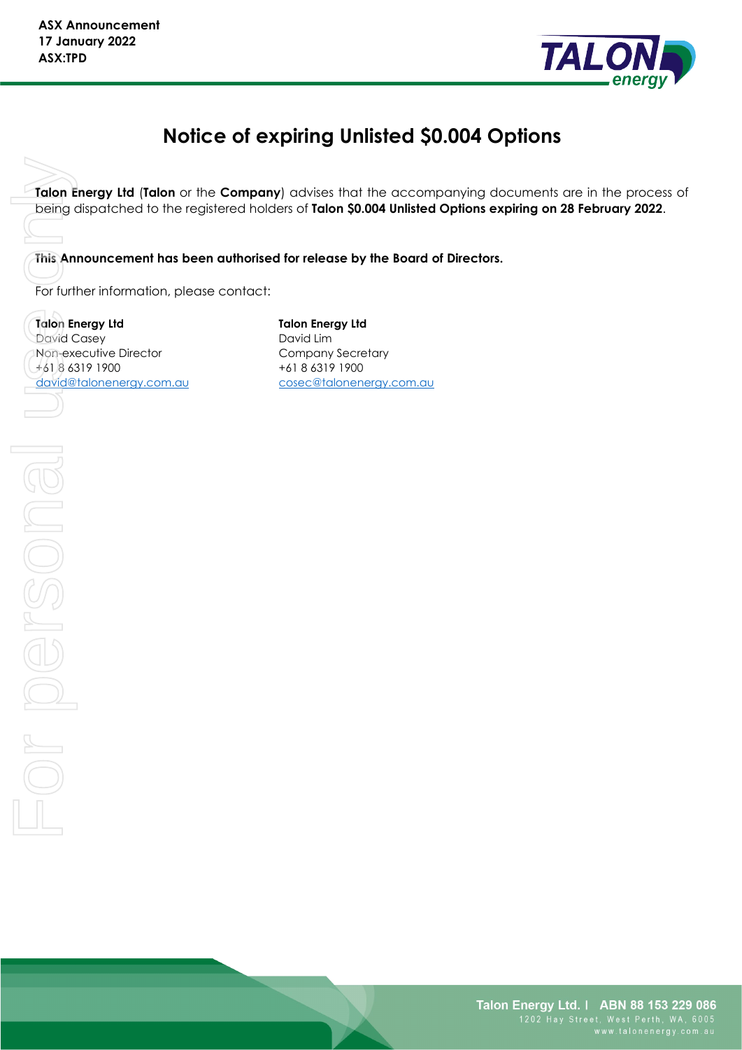**ASX Announcement**
**17 January 2022**
**ASX:TPD**

# Notice of expiring Unlisted $0.004 Options

**Talon Energy Ltd** (**Talon** or the **Company**) advises that the accompanying documents are in the process of being dispatched to the registered holders of **Talon $0.004 Unlisted Options expiring on 28 February 2022**.

**This Announcement has been authorised for release by the Board of Directors.**

For further information, please contact:

**Talon Energy Ltd**
David Casey
Non-executive Director
+61 8 6319 1900
david@talonenergy.com.au

**Talon Energy Ltd**
David Lim
Company Secretary
+61 8 6319 1900
cosec@talonenergy.com.au

**Talon Energy Ltd. | ABN 88 153 229 086**
1202 Hay Street, West Perth, WA, 6005
www.talonenergy.com.au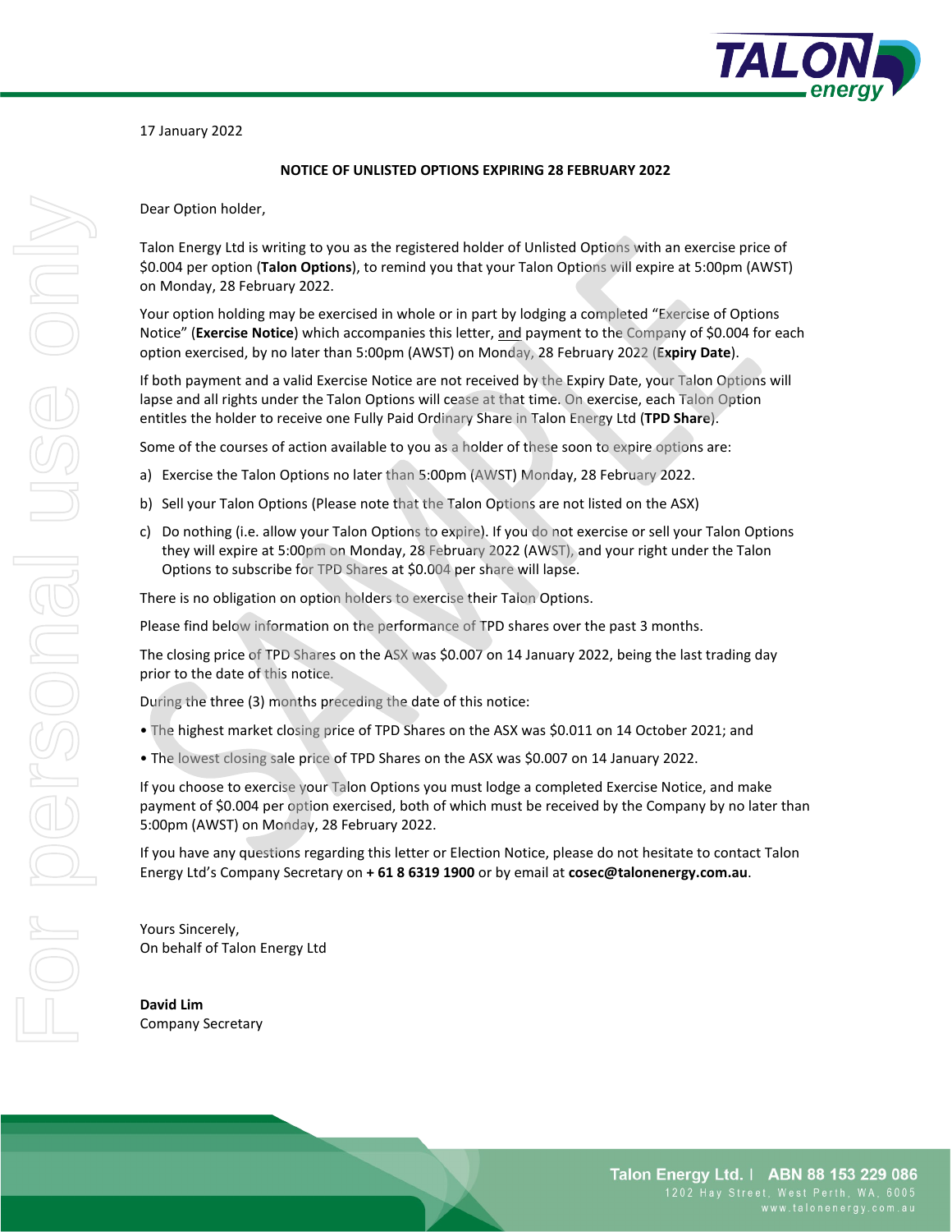17 January 2022

**NOTICE OF UNLISTED OPTIONS EXPIRING 28 FEBRUARY 2022**

Dear Option holder,

Talon Energy Ltd is writing to you as the registered holder of Unlisted Options with an exercise price of $0.004 per option (**Talon Options**), to remind you that your Talon Options will expire at 5:00pm (AWST) on Monday, 28 February 2022.

Your option holding may be exercised in whole or in part by lodging a completed "Exercise of Options Notice" (**Exercise Notice**) which accompanies this letter, and payment to the Company of $0.004 for each option exercised, by no later than 5:00pm (AWST) on Monday, 28 February 2022 (**Expiry Date**).

If both payment and a valid Exercise Notice are not received by the Expiry Date, your Talon Options will lapse and all rights under the Talon Options will cease at that time. On exercise, each Talon Option entitles the holder to receive one Fully Paid Ordinary Share in Talon Energy Ltd (**TPD Share**).

Some of the courses of action available to you as a holder of these soon to expire options are:

a) Exercise the Talon Options no later than 5:00pm (AWST) Monday, 28 February 2022.

b) Sell your Talon Options (Please note that the Talon Options are not listed on the ASX)

c) Do nothing (i.e. allow your Talon Options to expire). If you do not exercise or sell your Talon Options they will expire at 5:00pm on Monday, 28 February 2022 (AWST), and your right under the Talon Options to subscribe for TPD Shares at $0.004 per share will lapse.

There is no obligation on option holders to exercise their Talon Options.

Please find below information on the performance of TPD shares over the past 3 months.

The closing price of TPD Shares on the ASX was $0.007 on 14 January 2022, being the last trading day prior to the date of this notice.

During the three (3) months preceding the date of this notice:

- The highest market closing price of TPD Shares on the ASX was $0.011 on 14 October 2021; and
- The lowest closing sale price of TPD Shares on the ASX was $0.007 on 14 January 2022.

If you choose to exercise your Talon Options you must lodge a completed Exercise Notice, and make payment of $0.004 per option exercised, both of which must be received by the Company by no later than 5:00pm (AWST) on Monday, 28 February 2022.

If you have any questions regarding this letter or Election Notice, please do not hesitate to contact Talon Energy Ltd's Company Secretary on **+ 61 8 6319 1900** or by email at **cosec@talonenergy.com.au**.

Yours Sincerely,
On behalf of Talon Energy Ltd

**David Lim**
Company Secretary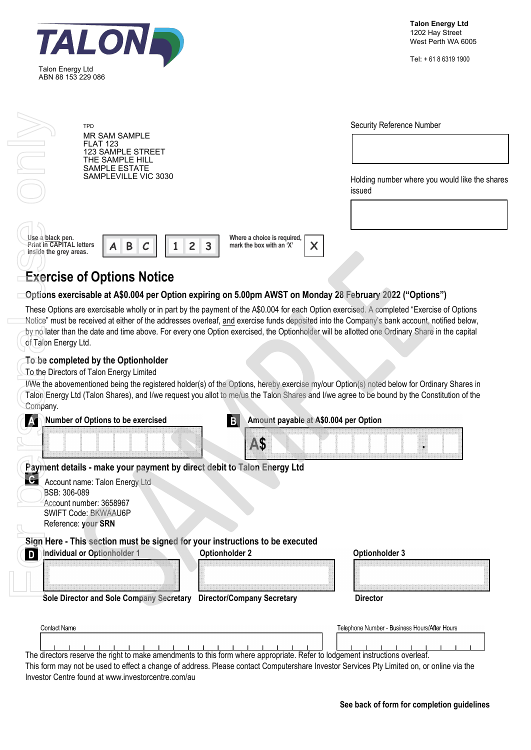**TALON**

Talon Energy Ltd
ABN 88 153 229 086

**Talon Energy Ltd**
1202 Hay Street
West Perth WA 6005

Tel: + 61 8 6319 1900

TPD
MR SAM SAMPLE
FLAT 123
123 SAMPLE STREET
THE SAMPLE HILL
SAMPLE ESTATE
SAMPLEVILLE VIC 3030

Security Reference Number

Holding number where you would like the shares issued

Use a black pen.
Print in CAPITAL letters inside the grey areas.

A B C 1 2 3

Where a choice is required, mark the box with an 'X' X

# Exercise of Options Notice

## Options exercisable at A$0.004 per Option expiring on 5.00pm AWST on Monday 28 February 2022 ("Options")

These Options are exercisable wholly or in part by the payment of the A$0.004 for each Option exercised. A completed "Exercise of Options Notice" must be received at either of the addresses overleaf, and exercise funds deposited into the Company's bank account, notified below, by no later than the date and time above. For every one Option exercised, the Optionholder will be allotted one Ordinary Share in the capital of Talon Energy Ltd.

### To be completed by the Optionholder

To the Directors of Talon Energy Limited

I/We the abovementioned being the registered holder(s) of the Options, hereby exercise my/our Option(s) noted below for Ordinary Shares in Talon Energy Ltd (Talon Shares), and I/we request you allot to me/us the Talon Shares and I/we agree to be bound by the Constitution of the Company.

**A** **Number of Options to be exercised**

**B** **Amount payable at A$0.004 per Option**

A$ .

### Payment details - make your payment by direct debit to Talon Energy Ltd

**C**

Account name: Talon Energy Ltd
BSB: 306-089
Account number: 3658967
SWIFT Code: BKWAAU6P
Reference: **your SRN**

### Sign Here - This section must be signed for your instructions to be executed

**D**

| Individual or Optionholder 1 | Optionholder 2 | Optionholder 3 |
|---|---|---|
| | | |
| Sole Director and Sole Company Secretary | Director/Company Secretary | Director |

Contact Name

Telephone Number - Business Hours/After Hours

The directors reserve the right to make amendments to this form where appropriate. Refer to lodgement instructions overleaf.
This form may not be used to effect a change of address. Please contact Computershare Investor Services Pty Limited on, or online via the Investor Centre found at www.investorcentre.com/au

**See back of form for completion guidelines**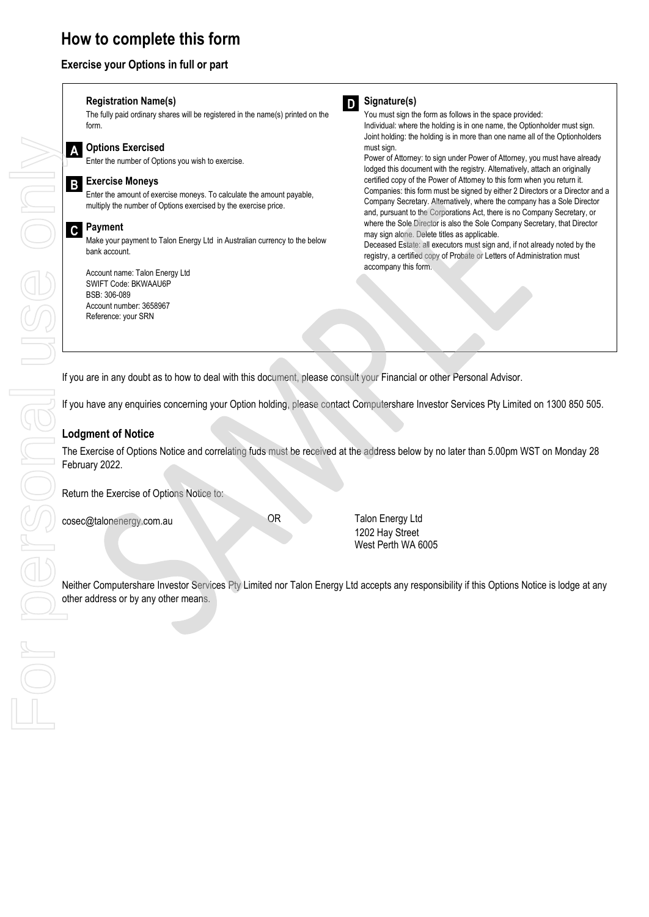# How to complete this form

### Exercise your Options in full or part

**Registration Name(s)**

The fully paid ordinary shares will be registered in the name(s) printed on the form.

**A Options Exercised**

Enter the number of Options you wish to exercise.

**B Exercise Moneys**

Enter the amount of exercise moneys. To calculate the amount payable, multiply the number of Options exercised by the exercise price.

**C Payment**

Make your payment to Talon Energy Ltd in Australian currency to the below bank account.

Account name: Talon Energy Ltd
SWIFT Code: BKWAAU6P
BSB: 306-089
Account number: 3658967
Reference: your SRN

**D Signature(s)**

You must sign the form as follows in the space provided:
Individual: where the holding is in one name, the Optionholder must sign.
Joint holding: the holding is in more than one name all of the Optionholders must sign.
Power of Attorney: to sign under Power of Attorney, you must have already lodged this document with the registry. Alternatively, attach an originally certified copy of the Power of Attorney to this form when you return it.
Companies: this form must be signed by either 2 Directors or a Director and a Company Secretary. Alternatively, where the company has a Sole Director and, pursuant to the Corporations Act, there is no Company Secretary, or where the Sole Director is also the Sole Company Secretary, that Director may sign alone. Delete titles as applicable.
Deceased Estate: all executors must sign and, if not already noted by the registry, a certified copy of Probate or Letters of Administration must accompany this form.

If you are in any doubt as to how to deal with this document, please consult your Financial or other Personal Advisor.

If you have any enquiries concerning your Option holding, please contact Computershare Investor Services Pty Limited on 1300 850 505.

### Lodgment of Notice

The Exercise of Options Notice and correlating fuds must be received at the address below by no later than 5.00pm WST on Monday 28 February 2022.

Return the Exercise of Options Notice to:

cosec@talonenergy.com.au

OR

Talon Energy Ltd
1202 Hay Street
West Perth WA 6005

Neither Computershare Investor Services Pty Limited nor Talon Energy Ltd accepts any responsibility if this Options Notice is lodge at any other address or by any other means.